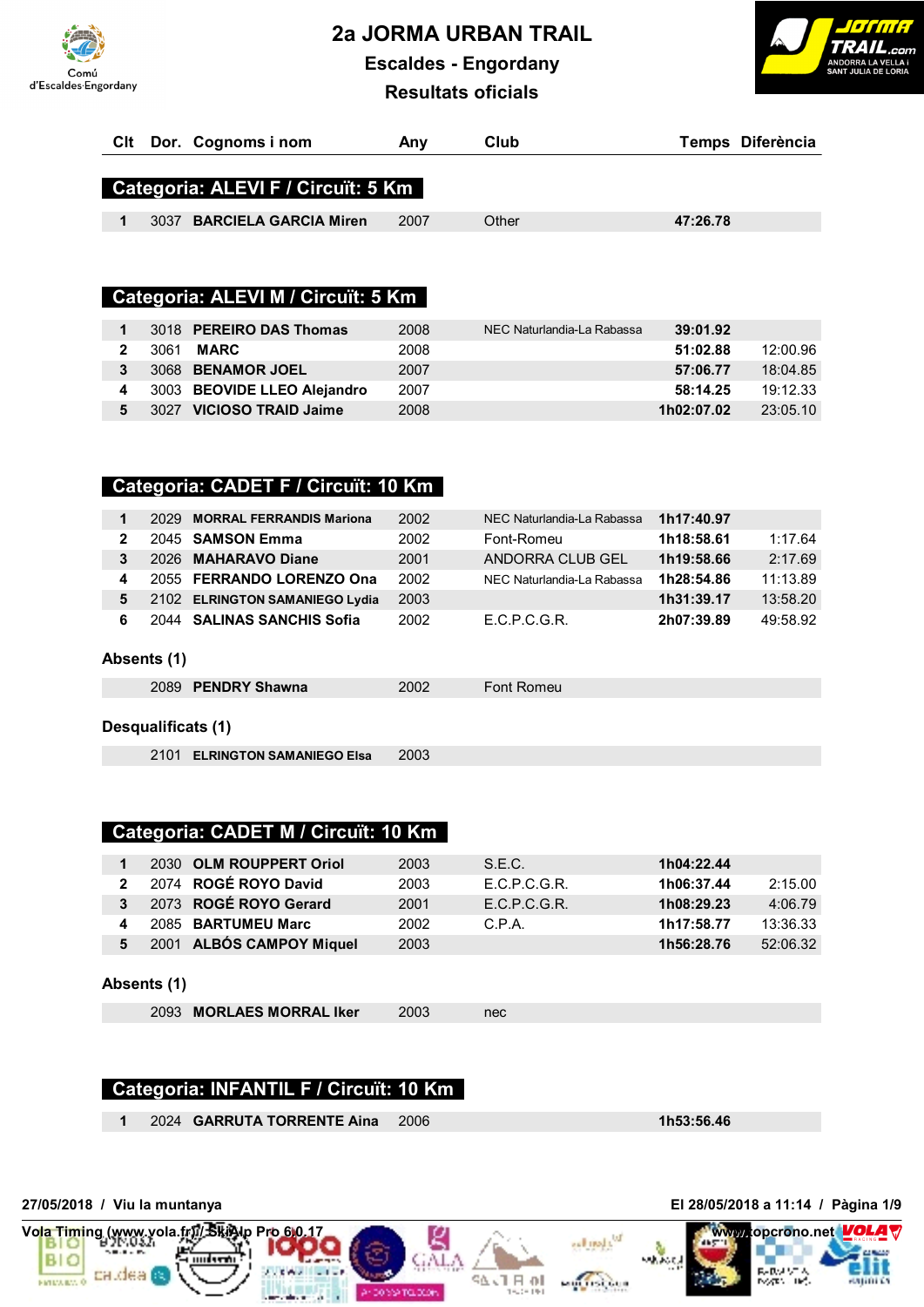# 2a JORMA URBAN TRAIL

## Escaldes - Engordany

## Resultats oficials

### Categoria: ALEVI F / Circuït: 5 Km

| Clt | Dor. | Cognoms i nom | Any | Club | Temps | Diferència |
|---|---|---|---|---|---|---|
| 1 | 3037 | **BARCIELA GARCIA Miren** | 2007 | Other | **47:26.78** | |

### Categoria: ALEVI M / Circuït: 5 Km

| Clt | Dor. | Cognoms i nom | Any | Club | Temps | Diferència |
|---|---|---|---|---|---|---|
| 1 | 3018 | **PEREIRO DAS Thomas** | 2008 | NEC Naturlandia-La Rabassa | **39:01.92** | |
| 2 | 3061 | **MARC** | 2008 | | **51:02.88** | 12:00.96 |
| 3 | 3068 | **BENAMOR JOEL** | 2007 | | **57:06.77** | 18:04.85 |
| 4 | 3003 | **BEOVIDE LLEO Alejandro** | 2007 | | **58:14.25** | 19:12.33 |
| 5 | 3027 | **VICIOSO TRAID Jaime** | 2008 | | **1h02:07.02** | 23:05.10 |

### Categoria: CADET F / Circuït: 10 Km

| Clt | Dor. | Cognoms i nom | Any | Club | Temps | Diferència |
|---|---|---|---|---|---|---|
| 1 | 2029 | **MORRAL FERRANDIS Mariona** | 2002 | NEC Naturlandia-La Rabassa | **1h17:40.97** | |
| 2 | 2045 | **SAMSON Emma** | 2002 | Font-Romeu | **1h18:58.61** | 1:17.64 |
| 3 | 2026 | **MAHARAVO Diane** | 2001 | ANDORRA CLUB GEL | **1h19:58.66** | 2:17.69 |
| 4 | 2055 | **FERRANDO LORENZO Ona** | 2002 | NEC Naturlandia-La Rabassa | **1h28:54.86** | 11:13.89 |
| 5 | 2102 | **ELRINGTON SAMANIEGO Lydia** | 2003 | | **1h31:39.17** | 13:58.20 |
| 6 | 2044 | **SALINAS SANCHIS Sofia** | 2002 | E.C.P.C.G.R. | **2h07:39.89** | 49:58.92 |

**Absents (1)**

| Clt | Dor. | Cognoms i nom | Any | Club | Temps | Diferència |
|---|---|---|---|---|---|---|
| | 2089 | **PENDRY Shawna** | 2002 | Font Romeu | | |

**Desqualificats (1)**

| Clt | Dor. | Cognoms i nom | Any | Club | Temps | Diferència |
|---|---|---|---|---|---|---|
| | 2101 | **ELRINGTON SAMANIEGO Elsa** | 2003 | | | |

### Categoria: CADET M / Circuït: 10 Km

| Clt | Dor. | Cognoms i nom | Any | Club | Temps | Diferència |
|---|---|---|---|---|---|---|
| 1 | 2030 | **OLM ROUPPERT Oriol** | 2003 | S.E.C. | **1h04:22.44** | |
| 2 | 2074 | **ROGÉ ROYO David** | 2003 | E.C.P.C.G.R. | **1h06:37.44** | 2:15.00 |
| 3 | 2073 | **ROGÉ ROYO Gerard** | 2001 | E.C.P.C.G.R. | **1h08:29.23** | 4:06.79 |
| 4 | 2085 | **BARTUMEU Marc** | 2002 | C.P.A. | **1h17:58.77** | 13:36.33 |
| 5 | 2001 | **ALBÓS CAMPOY Miquel** | 2003 | | **1h56:28.76** | 52:06.32 |

**Absents (1)**

| Clt | Dor. | Cognoms i nom | Any | Club | Temps | Diferència |
|---|---|---|---|---|---|---|
| | 2093 | **MORLAES MORRAL Iker** | 2003 | nec | | |

### Categoria: INFANTIL F / Circuït: 10 Km

| Clt | Dor. | Cognoms i nom | Any | Club | Temps | Diferència |
|---|---|---|---|---|---|---|
| 1 | 2024 | **GARRUTA TORRENTE Aina** | 2006 | | **1h53:56.46** | |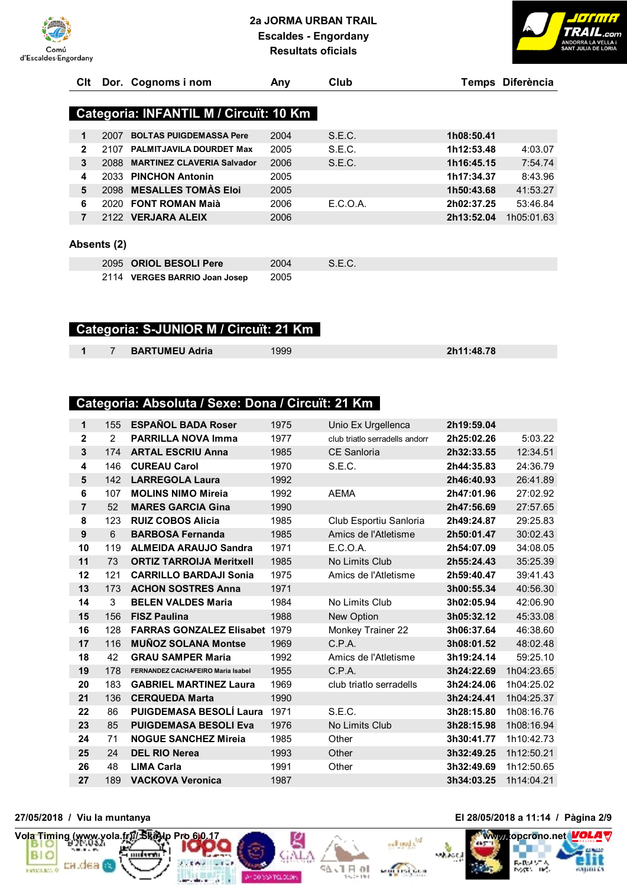# 2a JORMA URBAN TRAIL
## Escaldes - Engordany
## Resultats oficials

## Categoria: INFANTIL M / Circuït: 10 Km

| Clt | Dor. | Cognoms i nom | Any | Club | Temps | Diferència |
|---|---|---|---|---|---|---|
| 1 | 2007 | BOLTAS PUIGDEMASSA Pere | 2004 | S.E.C. | 1h08:50.41 | |
| 2 | 2107 | PALMITJAVILA DOURDET Max | 2005 | S.E.C. | 1h12:53.48 | 4:03.07 |
| 3 | 2088 | MARTINEZ CLAVERIA Salvador | 2006 | S.E.C. | 1h16:45.15 | 7:54.74 |
| 4 | 2033 | PINCHON Antonin | 2005 | | 1h17:34.37 | 8:43.96 |
| 5 | 2098 | MESALLES TOMÀS Eloi | 2005 | | 1h50:43.68 | 41:53.27 |
| 6 | 2020 | FONT ROMAN Maià | 2006 | E.C.O.A. | 2h02:37.25 | 53:46.84 |
| 7 | 2122 | VERJARA ALEIX | 2006 | | 2h13:52.04 | 1h05:01.63 |

### Absents (2)

| Clt | Dor. | Cognoms i nom | Any | Club | Temps | Diferència |
|---|---|---|---|---|---|---|
| | 2095 | ORIOL BESOLI Pere | 2004 | S.E.C. | | |
| | 2114 | VERGES BARRIO Joan Josep | 2005 | | | |

## Categoria: S-JUNIOR M / Circuït: 21 Km

| Clt | Dor. | Cognoms i nom | Any | Club | Temps | Diferència |
|---|---|---|---|---|---|---|
| 1 | 7 | BARTUMEU Adria | 1999 | | 2h11:48.78 | |

## Categoria: Absoluta / Sexe: Dona / Circuït: 21 Km

| Clt | Dor. | Cognoms i nom | Any | Club | Temps | Diferència |
|---|---|---|---|---|---|---|
| 1 | 155 | ESPAÑOL BADA Roser | 1975 | Unio Ex Urgellenca | 2h19:59.04 | |
| 2 | 2 | PARRILLA NOVA Imma | 1977 | club triatlo serradells andorr | 2h25:02.26 | 5:03.22 |
| 3 | 174 | ARTAL ESCRIU Anna | 1985 | CE Sanloria | 2h32:33.55 | 12:34.51 |
| 4 | 146 | CUREAU Carol | 1970 | S.E.C. | 2h44:35.83 | 24:36.79 |
| 5 | 142 | LARREGOLA Laura | 1992 | | 2h46:40.93 | 26:41.89 |
| 6 | 107 | MOLINS NIMO Mireia | 1992 | AEMA | 2h47:01.96 | 27:02.92 |
| 7 | 52 | MARES GARCIA Gina | 1990 | | 2h47:56.69 | 27:57.65 |
| 8 | 123 | RUIZ COBOS Alicia | 1985 | Club Esportiu Sanloria | 2h49:24.87 | 29:25.83 |
| 9 | 6 | BARBOSA Fernanda | 1985 | Amics de l'Atletisme | 2h50:01.47 | 30:02.43 |
| 10 | 119 | ALMEIDA ARAUJO Sandra | 1971 | E.C.O.A. | 2h54:07.09 | 34:08.05 |
| 11 | 73 | ORTIZ TARROIJA Meritxell | 1985 | No Limits Club | 2h55:24.43 | 35:25.39 |
| 12 | 121 | CARRILLO BARDAJI Sonia | 1975 | Amics de l'Atletisme | 2h59:40.47 | 39:41.43 |
| 13 | 173 | ACHON SOSTRES Anna | 1971 | | 3h00:55.34 | 40:56.30 |
| 14 | 3 | BELEN VALDES Maria | 1984 | No Limits Club | 3h02:05.94 | 42:06.90 |
| 15 | 156 | FISZ Paulina | 1988 | New Option | 3h05:32.12 | 45:33.08 |
| 16 | 128 | FARRAS GONZALEZ Elisabet | 1979 | Monkey Trainer 22 | 3h06:37.64 | 46:38.60 |
| 17 | 116 | MUÑOZ SOLANA Montse | 1969 | C.P.A. | 3h08:01.52 | 48:02.48 |
| 18 | 42 | GRAU SAMPER Maria | 1992 | Amics de l'Atletisme | 3h19:24.14 | 59:25.10 |
| 19 | 178 | FERNANDEZ CACHAFEIRO Maria Isabel | 1955 | C.P.A. | 3h24:22.69 | 1h04:23.65 |
| 20 | 183 | GABRIEL MARTINEZ Laura | 1969 | club triatlo serradells | 3h24:24.06 | 1h04:25.02 |
| 21 | 136 | CERQUEDA Marta | 1990 | | 3h24:24.41 | 1h04:25.37 |
| 22 | 86 | PUIGDEMASA BESOLÍ Laura | 1971 | S.E.C. | 3h28:15.80 | 1h08:16.76 |
| 23 | 85 | PUIGDEMASA BESOLI Eva | 1976 | No Limits Club | 3h28:15.98 | 1h08:16.94 |
| 24 | 71 | NOGUE SANCHEZ Mireia | 1985 | Other | 3h30:41.77 | 1h10:42.73 |
| 25 | 24 | DEL RIO Nerea | 1993 | Other | 3h32:49.25 | 1h12:50.21 |
| 26 | 48 | LIMA Carla | 1991 | Other | 3h32:49.69 | 1h12:50.65 |
| 27 | 189 | VACKOVA Veronica | 1987 | | 3h34:03.25 | 1h14:04.21 |

27/05/2018 / Viu la muntanya — El 28/05/2018 a 11:14

Vola Timing (www.vola.fr) / SkiAlp Pro 6.0.17 — www.topcrono.net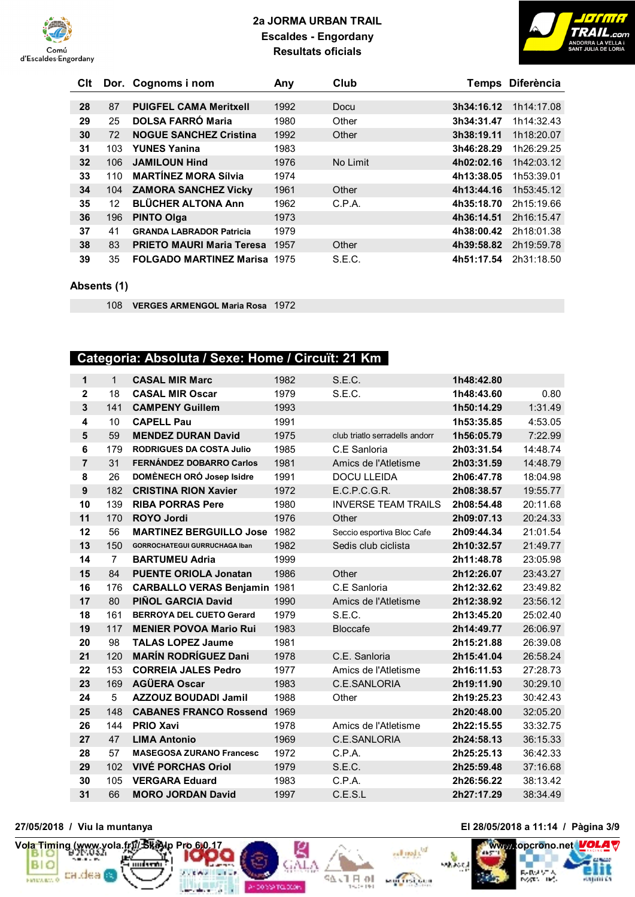# 2a JORMA URBAN TRAIL
## Escaldes - Engordany
## Resultats oficials

| Clt | Dor. | Cognoms i nom | Any | Club | Temps | Diferència |
|---|---|---|---|---|---|---|
| **28** | 87 | **PUIGFEL CAMA Meritxell** | 1992 | Docu | **3h34:16.12** | 1h14:17.08 |
| **29** | 25 | **DOLSA FARRÓ Maria** | 1980 | Other | **3h34:31.47** | 1h14:32.43 |
| **30** | 72 | **NOGUE SANCHEZ Cristina** | 1992 | Other | **3h38:19.11** | 1h18:20.07 |
| **31** | 103 | **YUNES Yanina** | 1983 | | **3h46:28.29** | 1h26:29.25 |
| **32** | 106 | **JAMILOUN Hind** | 1976 | No Limit | **4h02:02.16** | 1h42:03.12 |
| **33** | 110 | **MARTÍNEZ MORA Sílvia** | 1974 | | **4h13:38.05** | 1h53:39.01 |
| **34** | 104 | **ZAMORA SANCHEZ Vicky** | 1961 | Other | **4h13:44.16** | 1h53:45.12 |
| **35** | 12 | **BLÜCHER ALTONA Ann** | 1962 | C.P.A. | **4h35:18.70** | 2h15:19.66 |
| **36** | 196 | **PINTO Olga** | 1973 | | **4h36:14.51** | 2h16:15.47 |
| **37** | 41 | **GRANDA LABRADOR Patricia** | 1979 | | **4h38:00.42** | 2h18:01.38 |
| **38** | 83 | **PRIETO MAURI Maria Teresa** | 1957 | Other | **4h39:58.82** | 2h19:59.78 |
| **39** | 35 | **FOLGADO MARTINEZ Marisa** | 1975 | S.E.C. | **4h51:17.54** | 2h31:18.50 |

### Absents (1)

| Dor. | Cognoms i nom | Any |
|---|---|---|
| 108 | **VERGES ARMENGOL Maria Rosa** | 1972 |

## Categoria: Absoluta / Sexe: Home / Circuït: 21 Km

| Clt | Dor. | Cognoms i nom | Any | Club | Temps | Diferència |
|---|---|---|---|---|---|---|
| **1** | 1 | **CASAL MIR Marc** | 1982 | S.E.C. | **1h48:42.80** | |
| **2** | 18 | **CASAL MIR Oscar** | 1979 | S.E.C. | **1h48:43.60** | 0.80 |
| **3** | 141 | **CAMPENY Guillem** | 1993 | | **1h50:14.29** | 1:31.49 |
| **4** | 10 | **CAPELL Pau** | 1991 | | **1h53:35.85** | 4:53.05 |
| **5** | 59 | **MENDEZ DURAN David** | 1975 | club triatlo serradells andorr | **1h56:05.79** | 7:22.99 |
| **6** | 179 | **RODRIGUES DA COSTA Julio** | 1985 | C.E Sanloria | **2h03:31.54** | 14:48.74 |
| **7** | 31 | **FERNÁNDEZ DOBARRO Carlos** | 1981 | Amics de l'Atletisme | **2h03:31.59** | 14:48.79 |
| **8** | 26 | **DOMÈNECH ORÓ Josep Isidre** | 1991 | DOCU LLEIDA | **2h06:47.78** | 18:04.98 |
| **9** | 182 | **CRISTINA RION Xavier** | 1972 | E.C.P.C.G.R. | **2h08:38.57** | 19:55.77 |
| **10** | 139 | **RIBA PORRAS Pere** | 1980 | INVERSE TEAM TRAILS | **2h08:54.48** | 20:11.68 |
| **11** | 170 | **ROYO Jordi** | 1976 | Other | **2h09:07.13** | 20:24.33 |
| **12** | 56 | **MARTINEZ BERGUILLO Jose** | 1982 | Seccio esportiva Bloc Cafe | **2h09:44.34** | 21:01.54 |
| **13** | 150 | **GORROCHATEGUI GURRUCHAGA Iban** | 1982 | Sedis club ciclista | **2h10:32.57** | 21:49.77 |
| **14** | 7 | **BARTUMEU Adria** | 1999 | | **2h11:48.78** | 23:05.98 |
| **15** | 84 | **PUENTE ORIOLA Jonatan** | 1986 | Other | **2h12:26.07** | 23:43.27 |
| **16** | 176 | **CARBALLO VERAS Benjamin** | 1981 | C.E Sanloria | **2h12:32.62** | 23:49.82 |
| **17** | 80 | **PIÑOL GARCIA David** | 1990 | Amics de l'Atletisme | **2h12:38.92** | 23:56.12 |
| **18** | 161 | **BERROYA DEL CUETO Gerard** | 1979 | S.E.C. | **2h13:45.20** | 25:02.40 |
| **19** | 117 | **MENIER POVOA Mario Rui** | 1983 | Bloccafe | **2h14:49.77** | 26:06.97 |
| **20** | 98 | **TALAS LOPEZ Jaume** | 1981 | | **2h15:21.88** | 26:39.08 |
| **21** | 120 | **MARÍN RODRÍGUEZ Dani** | 1978 | C.E. Sanloria | **2h15:41.04** | 26:58.24 |
| **22** | 153 | **CORREIA JALES Pedro** | 1977 | Amics de l'Atletisme | **2h16:11.53** | 27:28.73 |
| **23** | 169 | **AGÜERA Oscar** | 1983 | C.E.SANLORIA | **2h19:11.90** | 30:29.10 |
| **24** | 5 | **AZZOUZ BOUDADI Jamil** | 1988 | Other | **2h19:25.23** | 30:42.43 |
| **25** | 148 | **CABANES FRANCO Rossend** | 1969 | | **2h20:48.00** | 32:05.20 |
| **26** | 144 | **PRIO Xavi** | 1978 | Amics de l'Atletisme | **2h22:15.55** | 33:32.75 |
| **27** | 47 | **LIMA Antonio** | 1969 | C.E.SANLORIA | **2h24:58.13** | 36:15.33 |
| **28** | 57 | **MASEGOSA ZURANO Francesc** | 1972 | C.P.A. | **2h25:25.13** | 36:42.33 |
| **29** | 102 | **VIVÉ PORCHAS Oriol** | 1979 | S.E.C. | **2h25:59.48** | 37:16.68 |
| **30** | 105 | **VERGARA Eduard** | 1983 | C.P.A. | **2h26:56.22** | 38:13.42 |
| **31** | 66 | **MORO JORDAN David** | 1997 | C.E.S.L | **2h27:17.29** | 38:34.49 |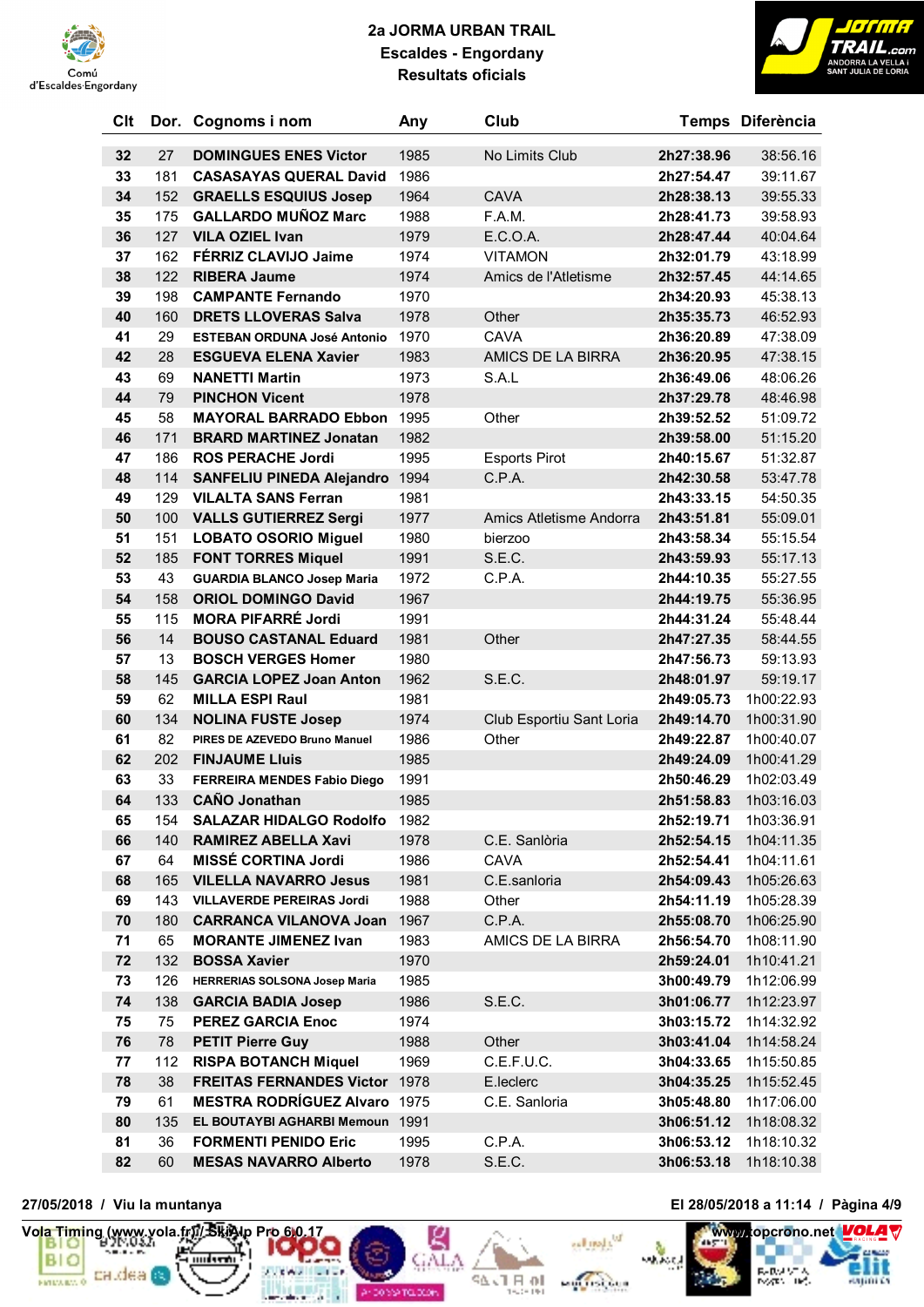# 2a JORMA URBAN TRAIL

## Escaldes - Engordany

### Resultats oficials

| Clt | Dor. | Cognoms i nom | Any | Club | Temps | Diferència |
|---|---|---|---|---|---|---|
| 32 | 27 | DOMINGUES ENES Victor | 1985 | No Limits Club | 2h27:38.96 | 38:56.16 |
| 33 | 181 | CASAYAS QUERAL David | 1986 | | 2h27:54.47 | 39:11.67 |
| 34 | 152 | GRAELLS ESQUIUS Josep | 1964 | CAVA | 2h28:38.13 | 39:55.33 |
| 35 | 175 | GALLARDO MUÑOZ Marc | 1988 | F.A.M. | 2h28:41.73 | 39:58.93 |
| 36 | 127 | VILA OZIEL Ivan | 1979 | E.C.O.A. | 2h28:47.44 | 40:04.64 |
| 37 | 162 | FÉRRIZ CLAVIJO Jaime | 1974 | VITAMON | 2h32:01.79 | 43:18.99 |
| 38 | 122 | RIBERA Jaume | 1974 | Amics de l'Atletisme | 2h32:57.45 | 44:14.65 |
| 39 | 198 | CAMPANTE Fernando | 1970 | | 2h34:20.93 | 45:38.13 |
| 40 | 160 | DRETS LLOVERAS Salva | 1978 | Other | 2h35:35.73 | 46:52.93 |
| 41 | 29 | ESTEBAN ORDUNA José Antonio | 1970 | CAVA | 2h36:20.89 | 47:38.09 |
| 42 | 28 | ESGUEVA ELENA Xavier | 1983 | AMICS DE LA BIRRA | 2h36:20.95 | 47:38.15 |
| 43 | 69 | NANETTI Martin | 1973 | S.A.L | 2h36:49.06 | 48:06.26 |
| 44 | 79 | PINCHON Vicent | 1978 | | 2h37:29.78 | 48:46.98 |
| 45 | 58 | MAYORAL BARRADO Ebbon | 1995 | Other | 2h39:52.52 | 51:09.72 |
| 46 | 171 | BRARD MARTINEZ Jonatan | 1982 | | 2h39:58.00 | 51:15.20 |
| 47 | 186 | ROS PERACHE Jordi | 1995 | Esports Pirot | 2h40:15.67 | 51:32.87 |
| 48 | 114 | SANFELIU PINEDA Alejandro | 1994 | C.P.A. | 2h42:30.58 | 53:47.78 |
| 49 | 129 | VILALTA SANS Ferran | 1981 | | 2h43:33.15 | 54:50.35 |
| 50 | 100 | VALLS GUTIERREZ Sergi | 1977 | Amics Atletisme Andorra | 2h43:51.81 | 55:09.01 |
| 51 | 151 | LOBATO OSORIO Miguel | 1980 | bierzoo | 2h43:58.34 | 55:15.54 |
| 52 | 185 | FONT TORRES Miquel | 1991 | S.E.C. | 2h43:59.93 | 55:17.13 |
| 53 | 43 | GUARDIA BLANCO Josep Maria | 1972 | C.P.A. | 2h44:10.35 | 55:27.55 |
| 54 | 158 | ORIOL DOMINGO David | 1967 | | 2h44:19.75 | 55:36.95 |
| 55 | 115 | MORA PIFARRÉ Jordi | 1991 | | 2h44:31.24 | 55:48.44 |
| 56 | 14 | BOUSO CASTANAL Eduard | 1981 | Other | 2h47:27.35 | 58:44.55 |
| 57 | 13 | BOSCH VERGES Homer | 1980 | | 2h47:56.73 | 59:13.93 |
| 58 | 145 | GARCIA LOPEZ Joan Anton | 1962 | S.E.C. | 2h48:01.97 | 59:19.17 |
| 59 | 62 | MILLA ESPI Raul | 1981 | | 2h49:05.73 | 1h00:22.93 |
| 60 | 134 | NOLINA FUSTE Josep | 1974 | Club Esportiu Sant Loria | 2h49:14.70 | 1h00:31.90 |
| 61 | 82 | PIRES DE AZEVEDO Bruno Manuel | 1986 | Other | 2h49:22.87 | 1h00:40.07 |
| 62 | 202 | FINJAUME Lluis | 1985 | | 2h49:24.09 | 1h00:41.29 |
| 63 | 33 | FERREIRA MENDES Fabio Diego | 1991 | | 2h50:46.29 | 1h02:03.49 |
| 64 | 133 | CAÑO Jonathan | 1985 | | 2h51:58.83 | 1h03:16.03 |
| 65 | 154 | SALAZAR HIDALGO Rodolfo | 1982 | | 2h52:19.71 | 1h03:36.91 |
| 66 | 140 | RAMIREZ ABELLA Xavi | 1978 | C.E. Sanlòria | 2h52:54.15 | 1h04:11.35 |
| 67 | 64 | MISSÉ CORTINA Jordi | 1986 | CAVA | 2h52:54.41 | 1h04:11.61 |
| 68 | 165 | VILELLA NAVARRO Jesus | 1981 | C.E.sanloria | 2h54:09.43 | 1h05:26.63 |
| 69 | 143 | VILLAVERDE PEREIRAS Jordi | 1988 | Other | 2h54:11.19 | 1h05:28.39 |
| 70 | 180 | CARRANCA VILANOVA Joan | 1967 | C.P.A. | 2h55:08.70 | 1h06:25.90 |
| 71 | 65 | MORANTE JIMENEZ Ivan | 1983 | AMICS DE LA BIRRA | 2h56:54.70 | 1h08:11.90 |
| 72 | 132 | BOSSA Xavier | 1970 | | 2h59:24.01 | 1h10:41.21 |
| 73 | 126 | HERRERIAS SOLSONA Josep Maria | 1985 | | 3h00:49.79 | 1h12:06.99 |
| 74 | 138 | GARCIA BADIA Josep | 1986 | S.E.C. | 3h01:06.77 | 1h12:23.97 |
| 75 | 75 | PEREZ GARCIA Enoc | 1974 | | 3h03:15.72 | 1h14:32.92 |
| 76 | 78 | PETIT Pierre Guy | 1988 | Other | 3h03:41.04 | 1h14:58.24 |
| 77 | 112 | RISPA BOTANT Miquel | 1969 | C.E.F.U.C. | 3h04:33.65 | 1h15:50.85 |
| 78 | 38 | FREITAS FERNANDES Victor | 1978 | E.leclerc | 3h04:35.25 | 1h15:52.45 |
| 79 | 61 | MESTRA RODRÍGUEZ Alvaro | 1975 | C.E. Sanloria | 3h05:48.80 | 1h17:06.00 |
| 80 | 135 | EL BOUTAYBI AGHARBI Memoun | 1991 | | 3h06:51.12 | 1h18:08.32 |
| 81 | 36 | FORMENTI PENIDO Eric | 1995 | C.P.A. | 3h06:53.12 | 1h18:10.32 |
| 82 | 60 | MESAS NAVARRO Alberto | 1978 | S.E.C. | 3h06:53.18 | 1h18:10.38 |

27/05/2018 / Viu la muntanya — El 28/05/2018 a 11:14

Vola Timing (www.vola.fr) / SkiAlp Pro 6.0.17 — www.topcrono.net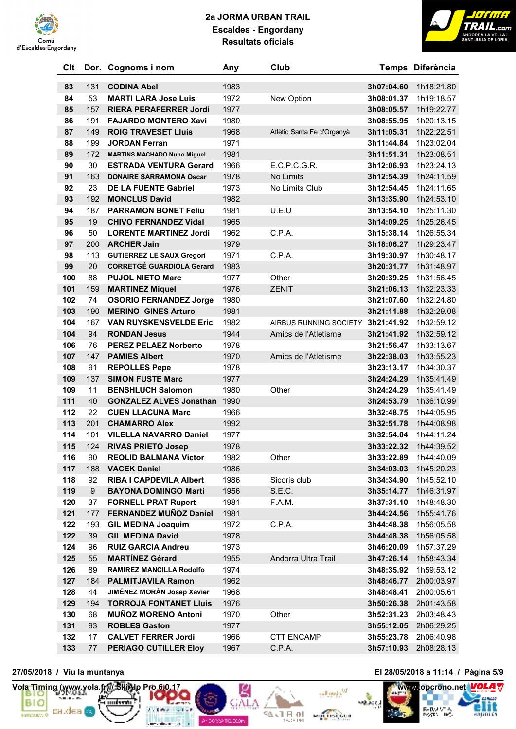# 2a JORMA URBAN TRAIL
## Escaldes - Engordany
### Resultats oficials

| Clt | Dor. | Cognoms i nom | Any | Club | Temps | Diferència |
|---|---|---|---|---|---|---|
| 83 | 131 | CODINA Abel | 1983 | | 3h07:04.60 | 1h18:21.80 |
| 84 | 53 | MARTI LARA Jose Luis | 1972 | New Option | 3h08:01.37 | 1h19:18.57 |
| 85 | 157 | RIERA PERAFERRER Jordi | 1977 | | 3h08:05.57 | 1h19:22.77 |
| 86 | 191 | FAJARDO MONTERO Xavi | 1980 | | 3h08:55.95 | 1h20:13.15 |
| 87 | 149 | ROIG TRAVESET Lluís | 1968 | Atlètic Santa Fe d'Organyà | 3h11:05.31 | 1h22:22.51 |
| 88 | 199 | JORDAN Ferran | 1971 | | 3h11:44.84 | 1h23:02.04 |
| 89 | 172 | MARTINS MACHADO Nuno Miguel | 1981 | | 3h11:51.31 | 1h23:08.51 |
| 90 | 30 | ESTRADA VENTURA Gerard | 1966 | E.C.P.C.G.R. | 3h12:06.93 | 1h23:24.13 |
| 91 | 163 | DONAIRE SARRAMONA Oscar | 1978 | No Limits | 3h12:54.39 | 1h24:11.59 |
| 92 | 23 | DE LA FUENTE Gabriel | 1973 | No Limits Club | 3h12:54.45 | 1h24:11.65 |
| 93 | 192 | MONCLUS David | 1982 | | 3h13:35.90 | 1h24:53.10 |
| 94 | 187 | PARRAMON BONET Feliu | 1981 | U.E.U | 3h13:54.10 | 1h25:11.30 |
| 95 | 19 | CHIVO FERNANDEZ Vidal | 1965 | | 3h14:09.25 | 1h25:26.45 |
| 96 | 50 | LORENTE MARTINEZ Jordi | 1962 | C.P.A. | 3h15:38.14 | 1h26:55.34 |
| 97 | 200 | ARCHER Jain | 1979 | | 3h18:06.27 | 1h29:23.47 |
| 98 | 113 | GUTIERREZ LE SAUX Gregori | 1971 | C.P.A. | 3h19:30.97 | 1h30:48.17 |
| 99 | 20 | CORRETGÉ GUARDIOLA Gerard | 1983 | | 3h20:31.77 | 1h31:48.97 |
| 100 | 88 | PUJOL NIETO Marc | 1977 | Other | 3h20:39.25 | 1h31:56.45 |
| 101 | 159 | MARTINEZ Miquel | 1976 | ZENIT | 3h21:06.13 | 1h32:23.33 |
| 102 | 74 | OSORIO FERNANDEZ Jorge | 1980 | | 3h21:07.60 | 1h32:24.80 |
| 103 | 190 | MERINO GINES Arturo | 1981 | | 3h21:11.88 | 1h32:29.08 |
| 104 | 167 | VAN RUYSKENSVELDE Eric | 1982 | AIRBUS RUNNING SOCIETY | 3h21:41.92 | 1h32:59.12 |
| 104 | 94 | RONDAN Jesus | 1944 | Amics de l'Atletisme | 3h21:41.92 | 1h32:59.12 |
| 106 | 76 | PEREZ PELAEZ Norberto | 1978 | | 3h21:56.47 | 1h33:13.67 |
| 107 | 147 | PAMIES Albert | 1970 | Amics de l'Atletisme | 3h22:38.03 | 1h33:55.23 |
| 108 | 91 | REPOLLES Pepe | 1978 | | 3h23:13.17 | 1h34:30.37 |
| 109 | 137 | SIMON FUSTE Marc | 1977 | | 3h24:24.29 | 1h35:41.49 |
| 109 | 11 | BENSHLUCH Salomon | 1980 | Other | 3h24:24.29 | 1h35:41.49 |
| 111 | 40 | GONZALEZ ALVES Jonathan | 1990 | | 3h24:53.79 | 1h36:10.99 |
| 112 | 22 | CUEN LLACUNA Marc | 1966 | | 3h32:48.75 | 1h44:05.95 |
| 113 | 201 | CHAMARRO Alex | 1992 | | 3h32:51.78 | 1h44:08.98 |
| 114 | 101 | VILELLA NAVARRO Daniel | 1977 | | 3h32:54.04 | 1h44:11.24 |
| 115 | 124 | RIVAS PRIETO Josep | 1978 | | 3h33:22.32 | 1h44:39.52 |
| 116 | 90 | REOLID BALMANA Victor | 1982 | Other | 3h33:22.89 | 1h44:40.09 |
| 117 | 188 | VACEK Daniel | 1986 | | 3h34:03.03 | 1h45:20.23 |
| 118 | 92 | RIBA I CAPDEVILA Albert | 1986 | Sicoris club | 3h34:34.90 | 1h45:52.10 |
| 119 | 9 | BAYONA DOMINGO Martí | 1956 | S.E.C. | 3h35:14.77 | 1h46:31.97 |
| 120 | 37 | FORNELL PRAT Rupert | 1981 | F.A.M. | 3h37:31.10 | 1h48:48.30 |
| 121 | 177 | FERNANDEZ MUÑOZ Daniel | 1981 | | 3h44:24.56 | 1h55:41.76 |
| 122 | 193 | GIL MEDINA Joaquim | 1972 | C.P.A. | 3h44:48.38 | 1h56:05.58 |
| 122 | 39 | GIL MEDINA David | 1978 | | 3h44:48.38 | 1h56:05.58 |
| 124 | 96 | RUIZ GARCIA Andreu | 1973 | | 3h46:20.09 | 1h57:37.29 |
| 125 | 55 | MARTÍNEZ Gérard | 1955 | Andorra Ultra Trail | 3h47:26.14 | 1h58:43.34 |
| 126 | 89 | RAMIREZ MANCILLA Rodolfo | 1974 | | 3h48:35.92 | 1h59:53.12 |
| 127 | 184 | PALMITJAVILA Ramon | 1962 | | 3h48:46.77 | 2h00:03.97 |
| 128 | 44 | JIMÉNEZ MORÁN Josep Xavier | 1968 | | 3h48:48.41 | 2h00:05.61 |
| 129 | 194 | TORROJA FONTANET Lluis | 1976 | | 3h50:26.38 | 2h01:43.58 |
| 130 | 68 | MUÑOZ MORENO Antoni | 1970 | Other | 3h52:31.23 | 2h03:48.43 |
| 131 | 93 | ROBLES Gaston | 1977 | | 3h55:12.05 | 2h06:29.25 |
| 132 | 17 | CALVET FERRER Jordi | 1966 | CTT ENCAMP | 3h55:23.78 | 2h06:40.98 |
| 133 | 77 | PERIAGO CUTILLER Eloy | 1967 | C.P.A. | 3h57:10.93 | 2h08:28.13 |

27/05/2018 / Viu la muntanya

El 28/05/2018 a 11:14 / Pàgina 5/9

Vola Timing (www.vola.fr) / SkiAlp Pro 6.0.17 — www.topcrono.net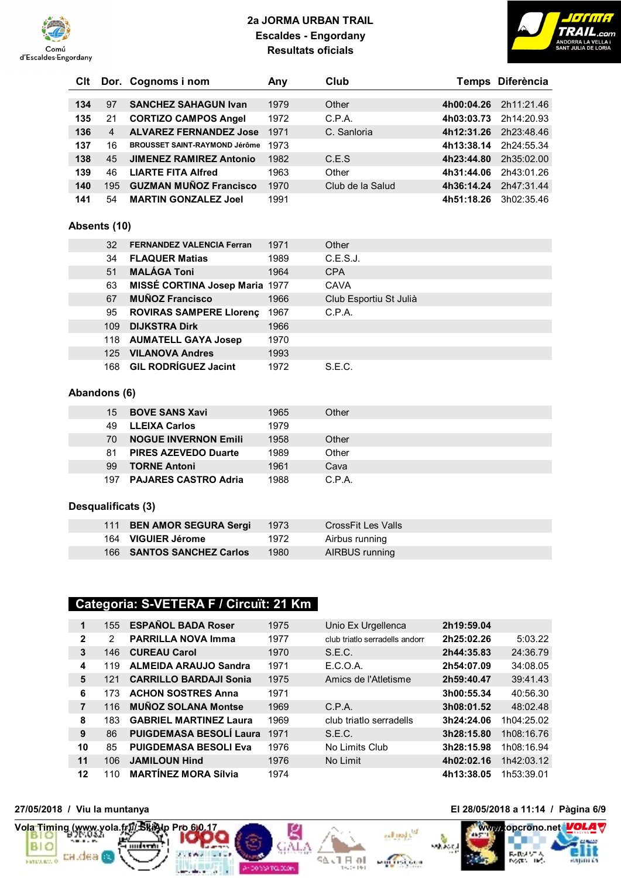# 2a JORMA URBAN TRAIL
## Escaldes - Engordany
### Resultats oficials

| Clt | Dor. | Cognoms i nom | Any | Club | Temps | Diferència |
|---|---|---|---|---|---|---|
| 134 | 97 | SANCHEZ SAHAGUN Ivan | 1979 | Other | 4h00:04.26 | 2h11:21.46 |
| 135 | 21 | CORTIZO CAMPOS Angel | 1972 | C.P.A. | 4h03:03.73 | 2h14:20.93 |
| 136 | 4 | ALVAREZ FERNANDEZ Jose | 1971 | C. Sanloria | 4h12:31.26 | 2h23:48.46 |
| 137 | 16 | BROUSSET SAINT-RAYMOND Jérôme | 1973 | | 4h13:38.14 | 2h24:55.34 |
| 138 | 45 | JIMENEZ RAMIREZ Antonio | 1982 | C.E.S | 4h23:44.80 | 2h35:02.00 |
| 139 | 46 | LIARTE FITA Alfred | 1963 | Other | 4h31:44.06 | 2h43:01.26 |
| 140 | 195 | GUZMAN MUÑOZ Francisco | 1970 | Club de la Salud | 4h36:14.24 | 2h47:31.44 |
| 141 | 54 | MARTIN GONZALEZ Joel | 1991 | | 4h51:18.26 | 3h02:35.46 |

### Absents (10)

| Dor. | Cognoms i nom | Any | Club |
|---|---|---|---|
| 32 | FERNANDEZ VALENCIA Ferran | 1971 | Other |
| 34 | FLAQUER Matias | 1989 | C.E.S.J. |
| 51 | MALÁGA Toni | 1964 | CPA |
| 63 | MISSÉ CORTINA Josep Maria | 1977 | CAVA |
| 67 | MUÑOZ Francisco | 1966 | Club Esportiu St Julià |
| 95 | ROVIRAS SAMPERE Llorenç | 1967 | C.P.A. |
| 109 | DIJKSTRA Dirk | 1966 | |
| 118 | AUMATELL GAYA Josep | 1970 | |
| 125 | VILANOVA Andres | 1993 | |
| 168 | GIL RODRÍGUEZ Jacint | 1972 | S.E.C. |

### Abandons (6)

| Dor. | Cognoms i nom | Any | Club |
|---|---|---|---|
| 15 | BOVE SANS Xavi | 1965 | Other |
| 49 | LLEIXA Carlos | 1979 | |
| 70 | NOGUE INVERNON Emili | 1958 | Other |
| 81 | PIRES AZEVEDO Duarte | 1989 | Other |
| 99 | TORNE Antoni | 1961 | Cava |
| 197 | PAJARES CASTRO Adria | 1988 | C.P.A. |

### Desqualificats (3)

| Dor. | Cognoms i nom | Any | Club |
|---|---|---|---|
| 111 | BEN AMOR SEGURA Sergi | 1973 | CrossFit Les Valls |
| 164 | VIGUIER Jérome | 1972 | Airbus running |
| 166 | SANTOS SANCHEZ Carlos | 1980 | AIRBUS running |

## Categoria: S-VETERA F / Circuït: 21 Km

| Clt | Dor. | Cognoms i nom | Any | Club | Temps | Diferència |
|---|---|---|---|---|---|---|
| 1 | 155 | ESPAÑOL BADA Roser | 1975 | Unio Ex Urgellenca | 2h19:59.04 | |
| 2 | 2 | PARRILLA NOVA Imma | 1977 | club triatlo serradells andorr | 2h25:02.26 | 5:03.22 |
| 3 | 146 | CUREAU Carol | 1970 | S.E.C. | 2h44:35.83 | 24:36.79 |
| 4 | 119 | ALMEIDA ARAUJO Sandra | 1971 | E.C.O.A. | 2h54:07.09 | 34:08.05 |
| 5 | 121 | CARRILLO BARDAJI Sonia | 1975 | Amics de l'Atletisme | 2h59:40.47 | 39:41.43 |
| 6 | 173 | ACHON SOSTRES Anna | 1971 | | 3h00:55.34 | 40:56.30 |
| 7 | 116 | MUÑOZ SOLANA Montse | 1969 | C.P.A. | 3h08:01.52 | 48:02.48 |
| 8 | 183 | GABRIEL MARTINEZ Laura | 1969 | club triatlo serradells | 3h24:24.06 | 1h04:25.02 |
| 9 | 86 | PUIGDEMASA BESOLÍ Laura | 1971 | S.E.C. | 3h28:15.80 | 1h08:16.76 |
| 10 | 85 | PUIGDEMASA BESOLI Eva | 1976 | No Limits Club | 3h28:15.98 | 1h08:16.94 |
| 11 | 106 | JAMILOUN Hind | 1976 | No Limit | 4h02:02.16 | 1h42:03.12 |
| 12 | 110 | MARTÍNEZ MORA Sílvia | 1974 | | 4h13:38.05 | 1h53:39.01 |

27/05/2018 / Viu la muntanya — El 28/05/2018 a 11:14

Vola Timing (www.vola.fr) / SkiAlp Pro 6.0.17 — www.topcrono.net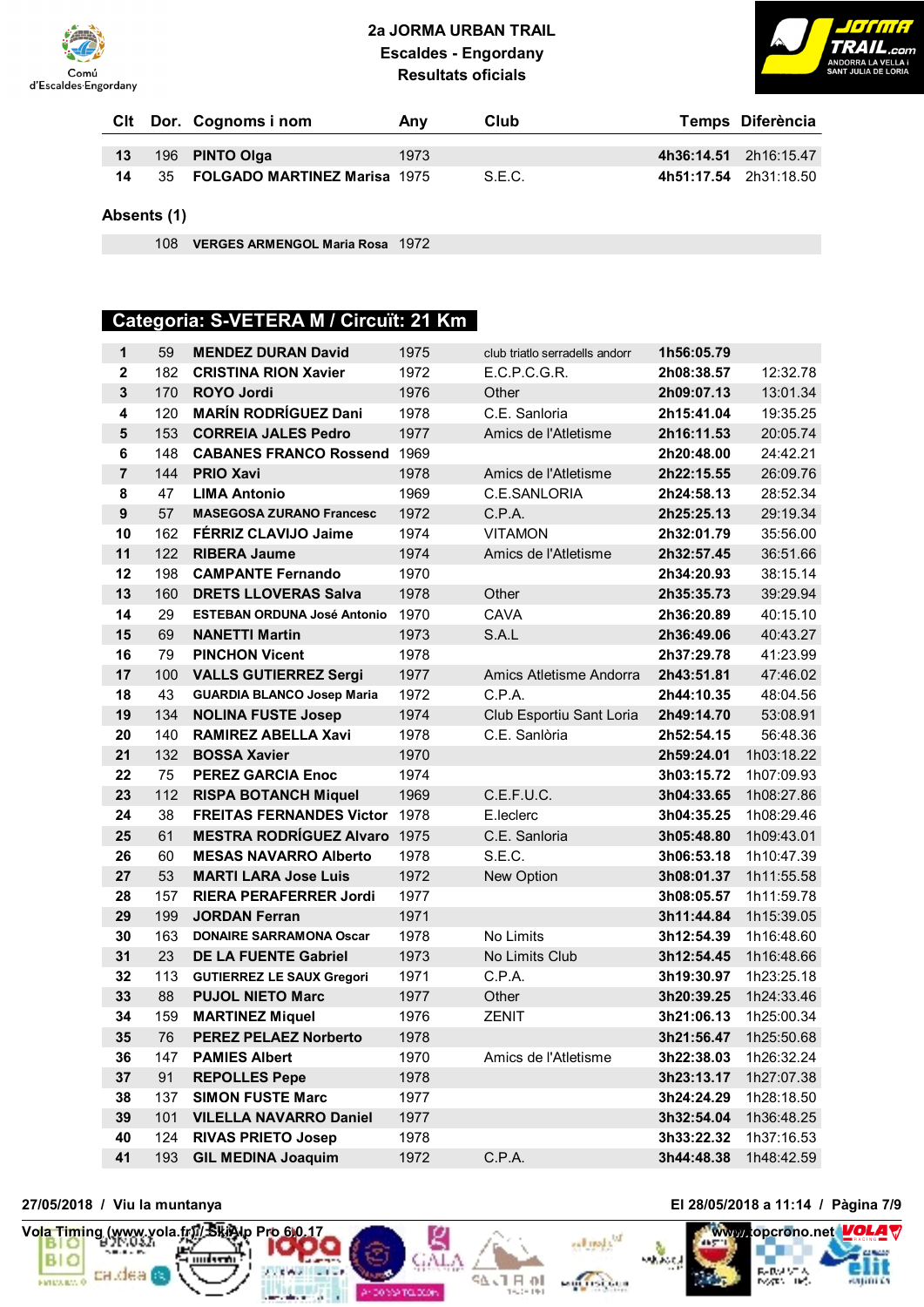| Clt | Dor. | Cognoms i nom | Any | Club | Temps | Diferència |
|---|---|---|---|---|---|---|
| 13 | 196 | PINTO Olga | 1973 | | 4h36:14.51 | 2h16:15.47 |
| 14 | 35 | FOLGADO MARTINEZ Marisa | 1975 | S.E.C. | 4h51:17.54 | 2h31:18.50 |

**Absents (1)**

| Dor. | Cognoms i nom | Any |
|---|---|---|
| 108 | VERGES ARMENGOL Maria Rosa | 1972 |

## Categoria: S-VETERA M / Circuït: 21 Km

| Clt | Dor. | Cognoms i nom | Any | Club | Temps | Diferència |
|---|---|---|---|---|---|---|
| 1 | 59 | MENDEZ DURAN David | 1975 | club triatlo serradells andorr | 1h56:05.79 | |
| 2 | 182 | CRISTINA RION Xavier | 1972 | E.C.P.C.G.R. | 2h08:38.57 | 12:32.78 |
| 3 | 170 | ROYO Jordi | 1976 | Other | 2h09:07.13 | 13:01.34 |
| 4 | 120 | MARÍN RODRÍGUEZ Dani | 1978 | C.E. Sanloria | 2h15:41.04 | 19:35.25 |
| 5 | 153 | CORREIA JALES Pedro | 1977 | Amics de l'Atletisme | 2h16:11.53 | 20:05.74 |
| 6 | 148 | CABANES FRANCO Rossend | 1969 | | 2h20:48.00 | 24:42.21 |
| 7 | 144 | PRIO Xavi | 1978 | Amics de l'Atletisme | 2h22:15.55 | 26:09.76 |
| 8 | 47 | LIMA Antonio | 1969 | C.E.SANLORIA | 2h24:58.13 | 28:52.34 |
| 9 | 57 | MASEGOSA ZURANO Francesc | 1972 | C.P.A. | 2h25:25.13 | 29:19.34 |
| 10 | 162 | FÉRRIZ CLAVIJO Jaime | 1974 | VITAMON | 2h32:01.79 | 35:56.00 |
| 11 | 122 | RIBERA Jaume | 1974 | Amics de l'Atletisme | 2h32:57.45 | 36:51.66 |
| 12 | 198 | CAMPANTE Fernando | 1970 | | 2h34:20.93 | 38:15.14 |
| 13 | 160 | DRETS LLOVERAS Salva | 1978 | Other | 2h35:35.73 | 39:29.94 |
| 14 | 29 | ESTEBAN ORDUNA José Antonio | 1970 | CAVA | 2h36:20.89 | 40:15.10 |
| 15 | 69 | NANETTI Martin | 1973 | S.A.L | 2h36:49.06 | 40:43.27 |
| 16 | 79 | PINCHON Vicent | 1978 | | 2h37:29.78 | 41:23.99 |
| 17 | 100 | VALLS GUTIERREZ Sergi | 1977 | Amics Atletisme Andorra | 2h43:51.81 | 47:46.02 |
| 18 | 43 | GUARDIA BLANCO Josep Maria | 1972 | C.P.A. | 2h44:10.35 | 48:04.56 |
| 19 | 134 | NOLINA FUSTE Josep | 1974 | Club Esportiu Sant Loria | 2h49:14.70 | 53:08.91 |
| 20 | 140 | RAMIREZ ABELLA Xavi | 1978 | C.E. Sanlòria | 2h52:54.15 | 56:48.36 |
| 21 | 132 | BOSSA Xavier | 1970 | | 2h59:24.01 | 1h03:18.22 |
| 22 | 75 | PEREZ GARCIA Enoc | 1974 | | 3h03:15.72 | 1h07:09.93 |
| 23 | 112 | RISPA BOTANCH Miquel | 1969 | C.E.F.U.C. | 3h04:33.65 | 1h08:27.86 |
| 24 | 38 | FREITAS FERNANDES Victor | 1978 | E.leclerc | 3h04:35.25 | 1h08:29.46 |
| 25 | 61 | MESTRA RODRÍGUEZ Alvaro | 1975 | C.E. Sanloria | 3h05:48.80 | 1h09:43.01 |
| 26 | 60 | MESAS NAVARRO Alberto | 1978 | S.E.C. | 3h06:53.18 | 1h10:47.39 |
| 27 | 53 | MARTI LARA Jose Luis | 1972 | New Option | 3h08:01.37 | 1h11:55.58 |
| 28 | 157 | RIERA PERAFERRER Jordi | 1977 | | 3h08:05.57 | 1h11:59.78 |
| 29 | 199 | JORDAN Ferran | 1971 | | 3h11:44.84 | 1h15:39.05 |
| 30 | 163 | DONAIRE SARRAMONA Oscar | 1978 | No Limits | 3h12:54.39 | 1h16:48.60 |
| 31 | 23 | DE LA FUENTE Gabriel | 1973 | No Limits Club | 3h12:54.45 | 1h16:48.66 |
| 32 | 113 | GUTIERREZ LE SAUX Gregori | 1971 | C.P.A. | 3h19:30.97 | 1h23:25.18 |
| 33 | 88 | PUJOL NIETO Marc | 1977 | Other | 3h20:39.25 | 1h24:33.46 |
| 34 | 159 | MARTINEZ Miquel | 1976 | ZENIT | 3h21:06.13 | 1h25:00.34 |
| 35 | 76 | PEREZ PELAEZ Norberto | 1978 | | 3h21:56.47 | 1h25:50.68 |
| 36 | 147 | PAMIES Albert | 1970 | Amics de l'Atletisme | 3h22:38.03 | 1h26:32.24 |
| 37 | 91 | REPOLLES Pepe | 1978 | | 3h23:13.17 | 1h27:07.38 |
| 38 | 137 | SIMON FUSTE Marc | 1977 | | 3h24:24.29 | 1h28:18.50 |
| 39 | 101 | VILELLA NAVARRO Daniel | 1977 | | 3h32:54.04 | 1h36:48.25 |
| 40 | 124 | RIVAS PRIETO Josep | 1978 | | 3h33:22.32 | 1h37:16.53 |
| 41 | 193 | GIL MEDINA Joaquim | 1972 | C.P.A. | 3h44:48.38 | 1h48:42.59 |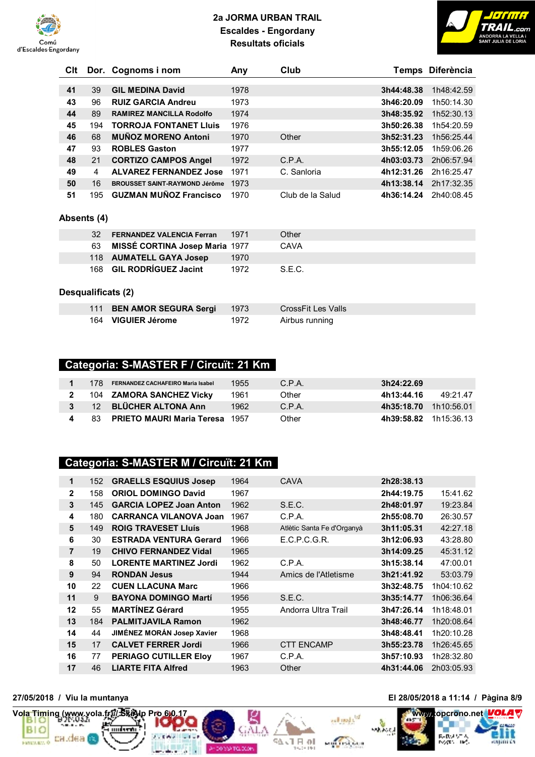# 2a JORMA URBAN TRAIL
## Escaldes - Engordany
## Resultats oficials

| Clt | Dor. | Cognoms i nom | Any | Club | Temps | Diferència |
|---|---|---|---|---|---|---|
| 41 | 39 | GIL MEDINA David | 1978 | | 3h44:48.38 | 1h48:42.59 |
| 43 | 96 | RUIZ GARCIA Andreu | 1973 | | 3h46:20.09 | 1h50:14.30 |
| 44 | 89 | RAMIREZ MANCILLA Rodolfo | 1974 | | 3h48:35.92 | 1h52:30.13 |
| 45 | 194 | TORROJA FONTANET Lluis | 1976 | | 3h50:26.38 | 1h54:20.59 |
| 46 | 68 | MUÑOZ MORENO Antoni | 1970 | Other | 3h52:31.23 | 1h56:25.44 |
| 47 | 93 | ROBLES Gaston | 1977 | | 3h55:12.05 | 1h59:06.26 |
| 48 | 21 | CORTIZO CAMPOS Angel | 1972 | C.P.A. | 4h03:03.73 | 2h06:57.94 |
| 49 | 4 | ALVAREZ FERNANDEZ Jose | 1971 | C. Sanloria | 4h12:31.26 | 2h16:25.47 |
| 50 | 16 | BROUSSET SAINT-RAYMOND Jérôme | 1973 | | 4h13:38.14 | 2h17:32.35 |
| 51 | 195 | GUZMAN MUÑOZ Francisco | 1970 | Club de la Salud | 4h36:14.24 | 2h40:08.45 |

**Absents (4)**

| Clt | Dor. | Cognoms i nom | Any | Club | Temps | Diferència |
|---|---|---|---|---|---|---|
| | 32 | FERNANDEZ VALENCIA Ferran | 1971 | Other | | |
| | 63 | MISSÉ CORTINA Josep Maria | 1977 | CAVA | | |
| | 118 | AUMATELL GAYA Josep | 1970 | | | |
| | 168 | GIL RODRÍGUEZ Jacint | 1972 | S.E.C. | | |

**Desqualificats (2)**

| Clt | Dor. | Cognoms i nom | Any | Club | Temps | Diferència |
|---|---|---|---|---|---|---|
| | 111 | BEN AMOR SEGURA Sergi | 1973 | CrossFit Les Valls | | |
| | 164 | VIGUIER Jérome | 1972 | Airbus running | | |

## Categoria: S-MASTER F / Circuït: 21 Km

| Clt | Dor. | Cognoms i nom | Any | Club | Temps | Diferència |
|---|---|---|---|---|---|---|
| 1 | 178 | FERNANDEZ CACHAFEIRO Maria Isabel | 1955 | C.P.A. | 3h24:22.69 | |
| 2 | 104 | ZAMORA SANCHEZ Vicky | 1961 | Other | 4h13:44.16 | 49:21.47 |
| 3 | 12 | BLÜCHER ALTONA Ann | 1962 | C.P.A. | 4h35:18.70 | 1h10:56.01 |
| 4 | 83 | PRIETO MAURI Maria Teresa | 1957 | Other | 4h39:58.82 | 1h15:36.13 |

## Categoria: S-MASTER M / Circuït: 21 Km

| Clt | Dor. | Cognoms i nom | Any | Club | Temps | Diferència |
|---|---|---|---|---|---|---|
| 1 | 152 | GRAELLS ESQUIUS Josep | 1964 | CAVA | 2h28:38.13 | |
| 2 | 158 | ORIOL DOMINGO David | 1967 | | 2h44:19.75 | 15:41.62 |
| 3 | 145 | GARCIA LOPEZ Joan Anton | 1962 | S.E.C. | 2h48:01.97 | 19:23.84 |
| 4 | 180 | CARRANCA VILANOVA Joan | 1967 | C.P.A. | 2h55:08.70 | 26:30.57 |
| 5 | 149 | ROIG TRAVESET Lluís | 1968 | Atlètic Santa Fe d'Organyà | 3h11:05.31 | 42:27.18 |
| 6 | 30 | ESTRADA VENTURA Gerard | 1966 | E.C.P.C.G.R. | 3h12:06.93 | 43:28.80 |
| 7 | 19 | CHIVO FERNANDEZ Vidal | 1965 | | 3h14:09.25 | 45:31.12 |
| 8 | 50 | LORENTE MARTINEZ Jordi | 1962 | C.P.A. | 3h15:38.14 | 47:00.01 |
| 9 | 94 | RONDAN Jesus | 1944 | Amics de l'Atletisme | 3h21:41.92 | 53:03.79 |
| 10 | 22 | CUEN LLACUNA Marc | 1966 | | 3h32:48.75 | 1h04:10.62 |
| 11 | 9 | BAYONA DOMINGO Martí | 1956 | S.E.C. | 3h35:14.77 | 1h06:36.64 |
| 12 | 55 | MARTÍNEZ Gérard | 1955 | Andorra Ultra Trail | 3h47:26.14 | 1h18:48.01 |
| 13 | 184 | PALMITJAVILA Ramon | 1962 | | 3h48:46.77 | 1h20:08.64 |
| 14 | 44 | JIMÉNEZ MORÁN Josep Xavier | 1968 | | 3h48:48.41 | 1h20:10.28 |
| 15 | 17 | CALVET FERRER Jordi | 1966 | CTT ENCAMP | 3h55:23.78 | 1h26:45.65 |
| 16 | 77 | PERIAGO CUTILLER Eloy | 1967 | C.P.A. | 3h57:10.93 | 1h28:32.80 |
| 17 | 46 | LIARTE FITA Alfred | 1963 | Other | 4h31:44.06 | 2h03:05.93 |

27/05/2018 / Viu la muntanya — El 28/05/2018 a 11:14

Vola Timing (www.vola.fr) / SkiAlp Pro 6.0.17 — www.topcrono.net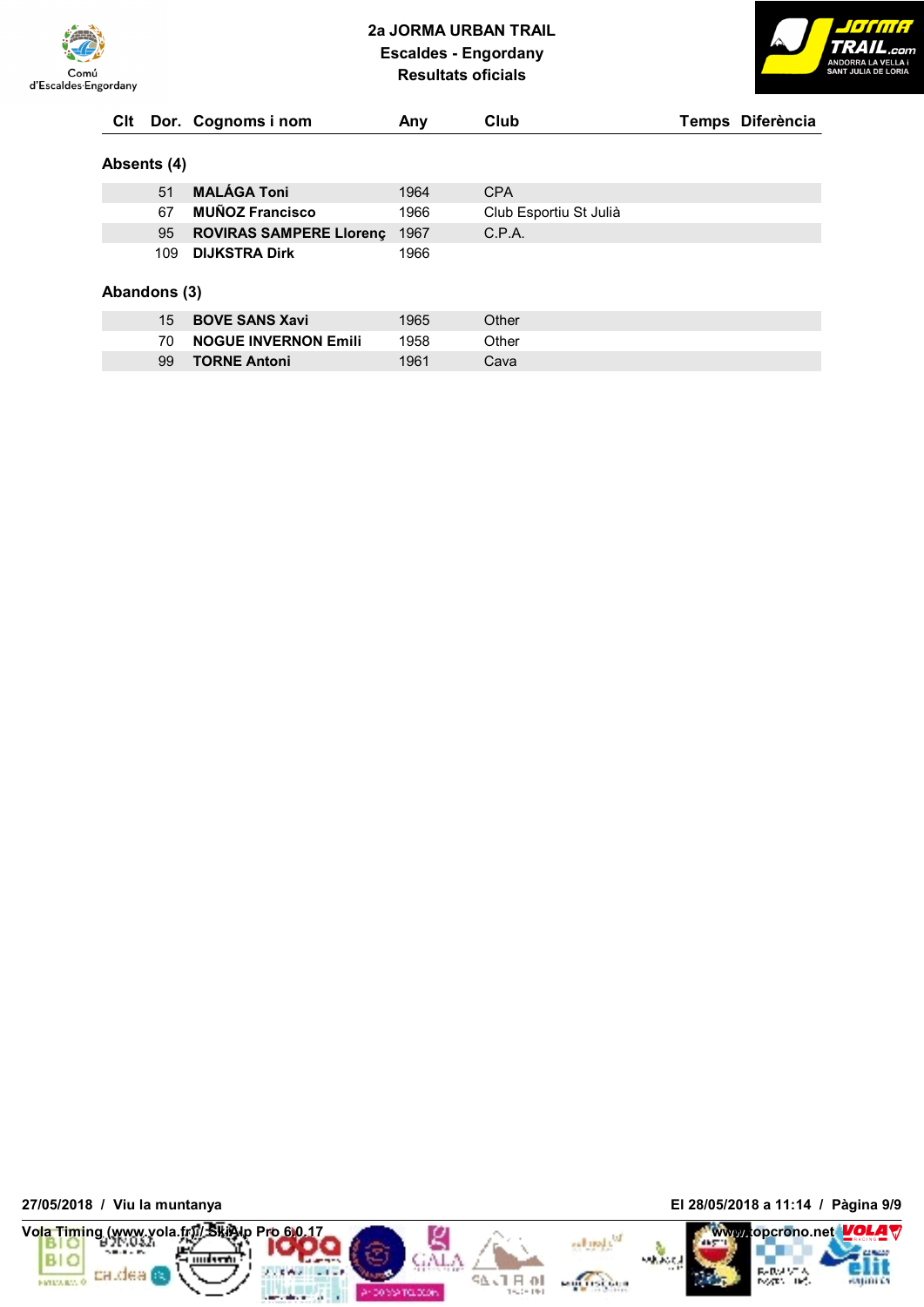| Clt | Dor. | Cognoms i nom | Any | Club | Temps | Diferència |
|---|---|---|---|---|---|---|

### Absents (4)

| Clt | Dor. | Cognoms i nom | Any | Club | Temps | Diferència |
|---|---|---|---|---|---|---|
| | 51 | **MALÁGA Toni** | 1964 | CPA | | |
| | 67 | **MUÑOZ Francisco** | 1966 | Club Esportiu St Julià | | |
| | 95 | **ROVIRAS SAMPERE Llorenç** | 1967 | C.P.A. | | |
| | 109 | **DIJKSTRA Dirk** | 1966 | | | |

### Abandons (3)

| Clt | Dor. | Cognoms i nom | Any | Club | Temps | Diferència |
|---|---|---|---|---|---|---|
| | 15 | **BOVE SANS Xavi** | 1965 | Other | | |
| | 70 | **NOGUE INVERNON Emili** | 1958 | Other | | |
| | 99 | **TORNE Antoni** | 1961 | Cava | | |